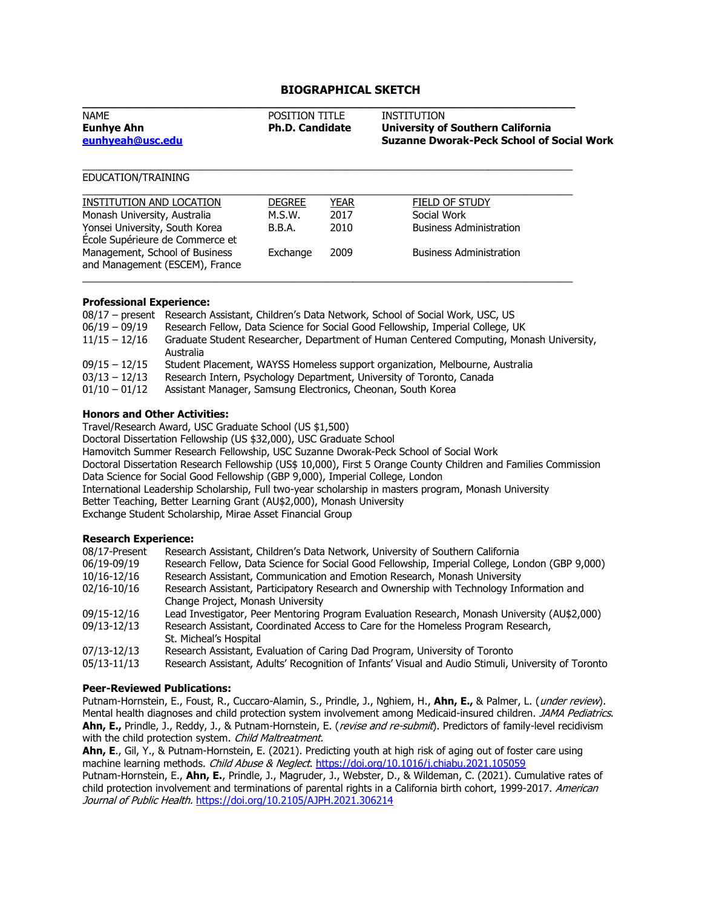# BIOGRAPHICAL SKETCH

| NAME | POSITION TITLE | INSTITUTION |
|---|---|---|
| **Eunhye Ahn** | **Ph.D. Candidate** | **University of Southern California** |
| **eunhyeah@usc.edu** | | **Suzanne Dworak-Peck School of Social Work** |

EDUCATION/TRAINING

| INSTITUTION AND LOCATION | DEGREE | YEAR | FIELD OF STUDY |
|---|---|---|---|
| Monash University, Australia | M.S.W. | 2017 | Social Work |
| Yonsei University, South Korea | B.B.A. | 2010 | Business Administration |
| École Supérieure de Commerce et Management, School of Business and Management (ESCEM), France | Exchange | 2009 | Business Administration |

**Professional Experience:**

- 08/17 – present — Research Assistant, Children's Data Network, School of Social Work, USC, US
- 06/19 – 09/19 — Research Fellow, Data Science for Social Good Fellowship, Imperial College, UK
- 11/15 – 12/16 — Graduate Student Researcher, Department of Human Centered Computing, Monash University, Australia
- 09/15 – 12/15 — Student Placement, WAYSS Homeless support organization, Melbourne, Australia
- 03/13 – 12/13 — Research Intern, Psychology Department, University of Toronto, Canada
- 01/10 – 01/12 — Assistant Manager, Samsung Electronics, Cheonan, South Korea

**Honors and Other Activities:**

Travel/Research Award, USC Graduate School (US $1,500)
Doctoral Dissertation Fellowship (US $32,000), USC Graduate School
Hamovitch Summer Research Fellowship, USC Suzanne Dworak-Peck School of Social Work
Doctoral Dissertation Research Fellowship (US$ 10,000), First 5 Orange County Children and Families Commission
Data Science for Social Good Fellowship (GBP 9,000), Imperial College, London
International Leadership Scholarship, Full two-year scholarship in masters program, Monash University
Better Teaching, Better Learning Grant (AU$2,000), Monash University
Exchange Student Scholarship, Mirae Asset Financial Group

**Research Experience:**

- 08/17-Present — Research Assistant, Children's Data Network, University of Southern California
- 06/19-09/19 — Research Fellow, Data Science for Social Good Fellowship, Imperial College, London (GBP 9,000)
- 10/16-12/16 — Research Assistant, Communication and Emotion Research, Monash University
- 02/16-10/16 — Research Assistant, Participatory Research and Ownership with Technology Information and Change Project, Monash University
- 09/15-12/16 — Lead Investigator, Peer Mentoring Program Evaluation Research, Monash University (AU$2,000)
- 09/13-12/13 — Research Assistant, Coordinated Access to Care for the Homeless Program Research, St. Micheal's Hospital
- 07/13-12/13 — Research Assistant, Evaluation of Caring Dad Program, University of Toronto
- 05/13-11/13 — Research Assistant, Adults' Recognition of Infants' Visual and Audio Stimuli, University of Toronto

**Peer-Reviewed Publications:**

Putnam-Hornstein, E., Foust, R., Cuccaro-Alamin, S., Prindle, J., Nghiem, H., **Ahn, E.,** & Palmer, L. (*under review*). Mental health diagnoses and child protection system involvement among Medicaid-insured children. *JAMA Pediatrics*.

**Ahn, E.,** Prindle, J., Reddy, J., & Putnam-Hornstein, E. (*revise and re-submit*). Predictors of family-level recidivism with the child protection system. *Child Maltreatment.*

**Ahn, E**., Gil, Y., & Putnam-Hornstein, E. (2021). Predicting youth at high risk of aging out of foster care using machine learning methods. *Child Abuse & Neglect*. https://doi.org/10.1016/j.chiabu.2021.105059

Putnam-Hornstein, E., **Ahn, E.**, Prindle, J., Magruder, J., Webster, D., & Wildeman, C. (2021). Cumulative rates of child protection involvement and terminations of parental rights in a California birth cohort, 1999-2017. *American Journal of Public Health.* https://doi.org/10.2105/AJPH.2021.306214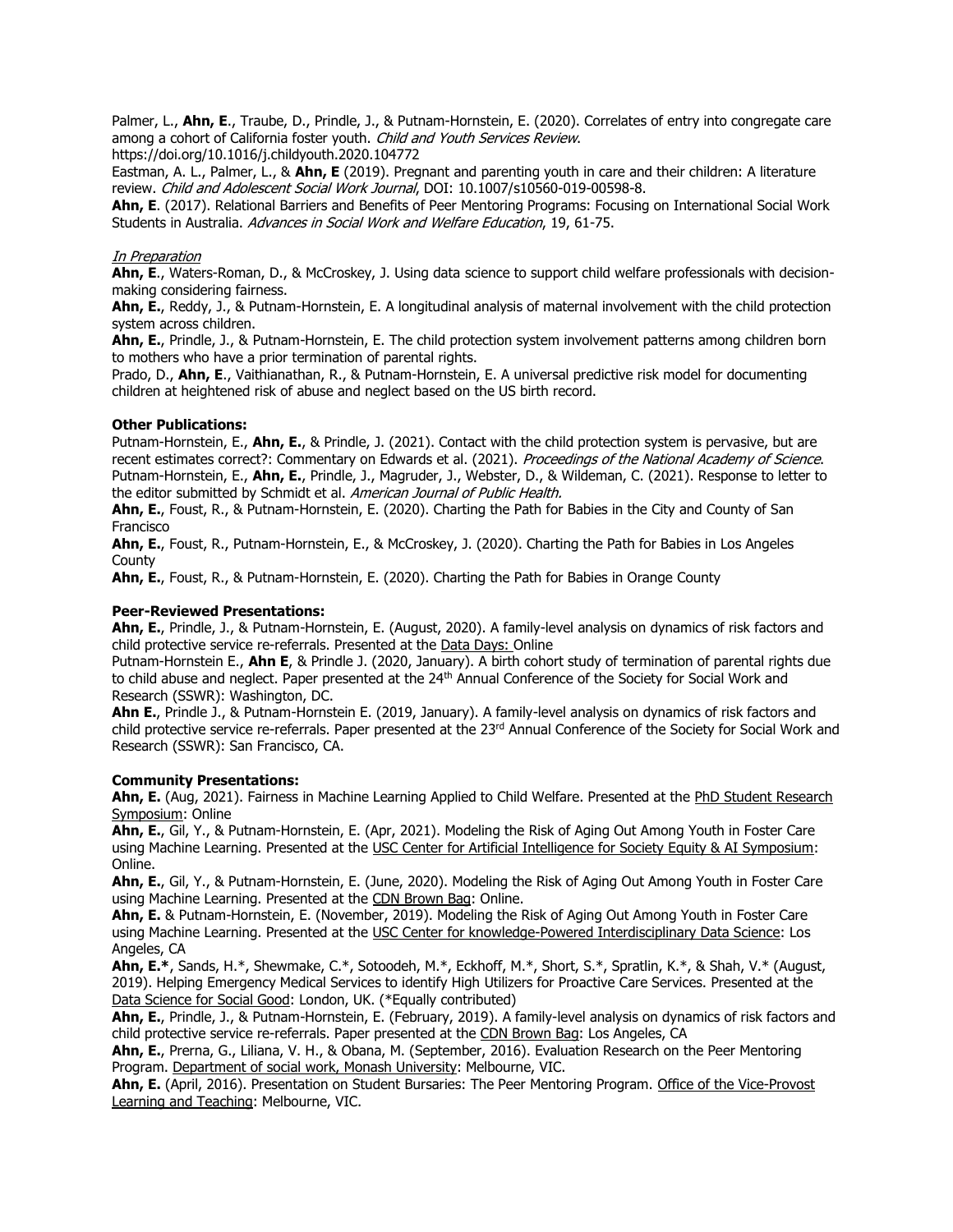Palmer, L., **Ahn, E**., Traube, D., Prindle, J., & Putnam-Hornstein, E. (2020). Correlates of entry into congregate care among a cohort of California foster youth. *Child and Youth Services Review*. https://doi.org/10.1016/j.childyouth.2020.104772

Eastman, A. L., Palmer, L., & **Ahn, E** (2019). Pregnant and parenting youth in care and their children: A literature review. *Child and Adolescent Social Work Journal*, DOI: 10.1007/s10560-019-00598-8.

**Ahn, E**. (2017). Relational Barriers and Benefits of Peer Mentoring Programs: Focusing on International Social Work Students in Australia. *Advances in Social Work and Welfare Education*, 19, 61-75.

*In Preparation*

**Ahn, E**., Waters-Roman, D., & McCroskey, J. Using data science to support child welfare professionals with decision-making considering fairness.

**Ahn, E.**, Reddy, J., & Putnam-Hornstein, E. A longitudinal analysis of maternal involvement with the child protection system across children.

**Ahn, E.**, Prindle, J., & Putnam-Hornstein, E. The child protection system involvement patterns among children born to mothers who have a prior termination of parental rights.

Prado, D., **Ahn, E**., Vaithianathan, R., & Putnam-Hornstein, E. A universal predictive risk model for documenting children at heightened risk of abuse and neglect based on the US birth record.

**Other Publications:**

Putnam-Hornstein, E., **Ahn, E.**, & Prindle, J. (2021). Contact with the child protection system is pervasive, but are recent estimates correct?: Commentary on Edwards et al. (2021). *Proceedings of the National Academy of Science*.

Putnam-Hornstein, E., **Ahn, E.**, Prindle, J., Magruder, J., Webster, D., & Wildeman, C. (2021). Response to letter to the editor submitted by Schmidt et al. *American Journal of Public Health.*

**Ahn, E.**, Foust, R., & Putnam-Hornstein, E. (2020). Charting the Path for Babies in the City and County of San Francisco

**Ahn, E.**, Foust, R., Putnam-Hornstein, E., & McCroskey, J. (2020). Charting the Path for Babies in Los Angeles County

**Ahn, E.**, Foust, R., & Putnam-Hornstein, E. (2020). Charting the Path for Babies in Orange County

**Peer-Reviewed Presentations:**

**Ahn, E.**, Prindle, J., & Putnam-Hornstein, E. (August, 2020). A family-level analysis on dynamics of risk factors and child protective service re-referrals. Presented at the Data Days: Online

Putnam-Hornstein E., **Ahn E**, & Prindle J. (2020, January). A birth cohort study of termination of parental rights due to child abuse and neglect. Paper presented at the 24th Annual Conference of the Society for Social Work and Research (SSWR): Washington, DC.

**Ahn E.**, Prindle J., & Putnam-Hornstein E. (2019, January). A family-level analysis on dynamics of risk factors and child protective service re-referrals. Paper presented at the 23rd Annual Conference of the Society for Social Work and Research (SSWR): San Francisco, CA.

**Community Presentations:**

**Ahn, E.** (Aug, 2021). Fairness in Machine Learning Applied to Child Welfare. Presented at the PhD Student Research Symposium: Online

**Ahn, E.**, Gil, Y., & Putnam-Hornstein, E. (Apr, 2021). Modeling the Risk of Aging Out Among Youth in Foster Care using Machine Learning. Presented at the USC Center for Artificial Intelligence for Society Equity & AI Symposium: Online.

**Ahn, E.**, Gil, Y., & Putnam-Hornstein, E. (June, 2020). Modeling the Risk of Aging Out Among Youth in Foster Care using Machine Learning. Presented at the CDN Brown Bag: Online.

**Ahn, E.** & Putnam-Hornstein, E. (November, 2019). Modeling the Risk of Aging Out Among Youth in Foster Care using Machine Learning. Presented at the USC Center for knowledge-Powered Interdisciplinary Data Science: Los Angeles, CA

**Ahn, E.***, Sands, H.*, Shewmake, C.*, Sotoodeh, M.*, Eckhoff, M.*, Short, S.*, Spratlin, K.*, & Shah, V.* (August, 2019). Helping Emergency Medical Services to identify High Utilizers for Proactive Care Services. Presented at the Data Science for Social Good: London, UK. (*Equally contributed)

**Ahn, E.**, Prindle, J., & Putnam-Hornstein, E. (February, 2019). A family-level analysis on dynamics of risk factors and child protective service re-referrals. Paper presented at the CDN Brown Bag: Los Angeles, CA

**Ahn, E.**, Prerna, G., Liliana, V. H., & Obana, M. (September, 2016). Evaluation Research on the Peer Mentoring Program. Department of social work, Monash University: Melbourne, VIC.

**Ahn, E.** (April, 2016). Presentation on Student Bursaries: The Peer Mentoring Program. Office of the Vice-Provost Learning and Teaching: Melbourne, VIC.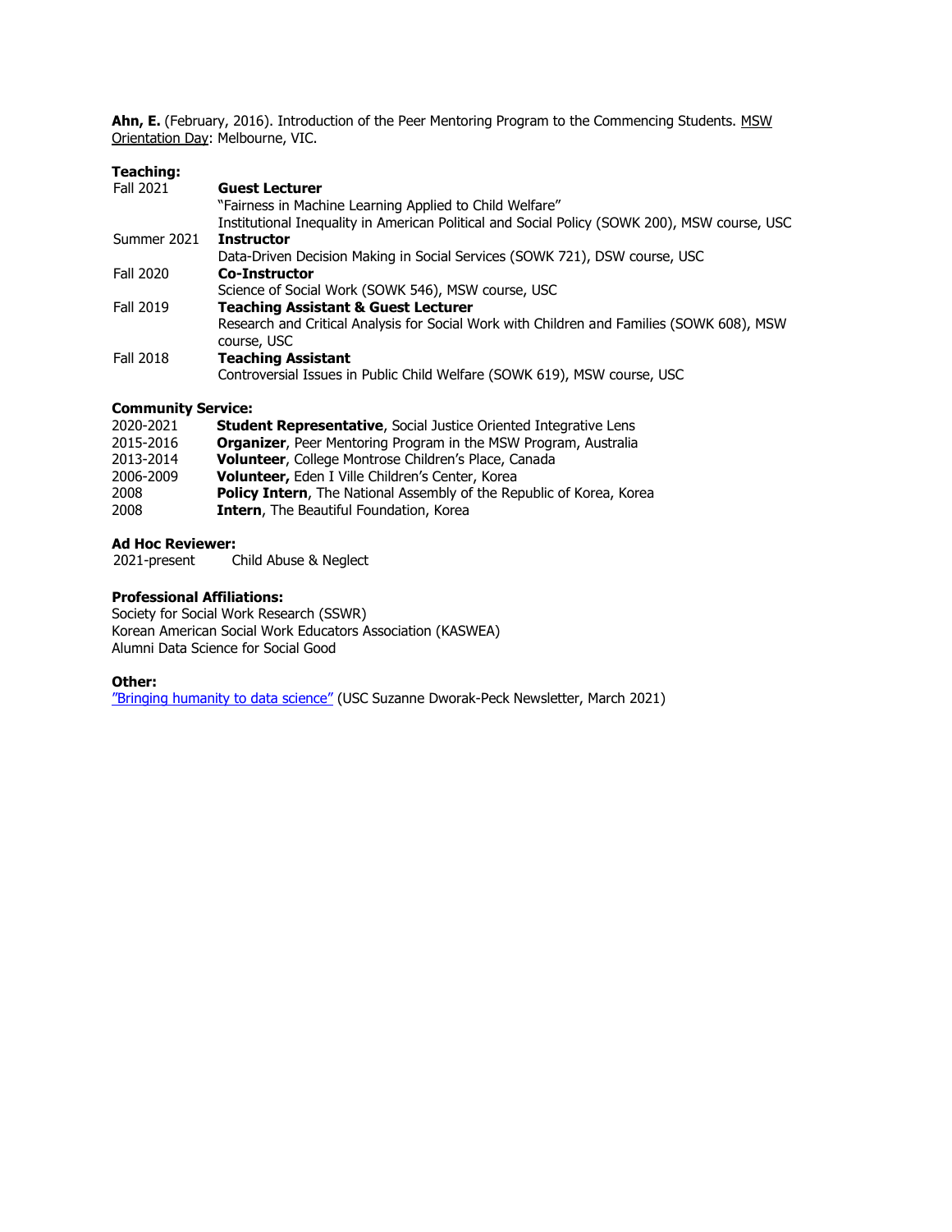**Ahn, E.** (February, 2016). Introduction of the Peer Mentoring Program to the Commencing Students. MSW Orientation Day: Melbourne, VIC.

**Teaching:**

| | |
|---|---|
| Fall 2021 | **Guest Lecturer**<br>"Fairness in Machine Learning Applied to Child Welfare"<br>Institutional Inequality in American Political and Social Policy (SOWK 200), MSW course, USC |
| Summer 2021 | **Instructor**<br>Data-Driven Decision Making in Social Services (SOWK 721), DSW course, USC |
| Fall 2020 | **Co-Instructor**<br>Science of Social Work (SOWK 546), MSW course, USC |
| Fall 2019 | **Teaching Assistant & Guest Lecturer**<br>Research and Critical Analysis for Social Work with Children and Families (SOWK 608), MSW course, USC |
| Fall 2018 | **Teaching Assistant**<br>Controversial Issues in Public Child Welfare (SOWK 619), MSW course, USC |

**Community Service:**

| | |
|---|---|
| 2020-2021 | **Student Representative**, Social Justice Oriented Integrative Lens |
| 2015-2016 | **Organizer**, Peer Mentoring Program in the MSW Program, Australia |
| 2013-2014 | **Volunteer**, College Montrose Children's Place, Canada |
| 2006-2009 | **Volunteer,** Eden I Ville Children's Center, Korea |
| 2008 | **Policy Intern**, The National Assembly of the Republic of Korea, Korea |
| 2008 | **Intern**, The Beautiful Foundation, Korea |

**Ad Hoc Reviewer:**

2021-present Child Abuse & Neglect

**Professional Affiliations:**

Society for Social Work Research (SSWR)
Korean American Social Work Educators Association (KASWEA)
Alumni Data Science for Social Good

**Other:**

"Bringing humanity to data science" (USC Suzanne Dworak-Peck Newsletter, March 2021)